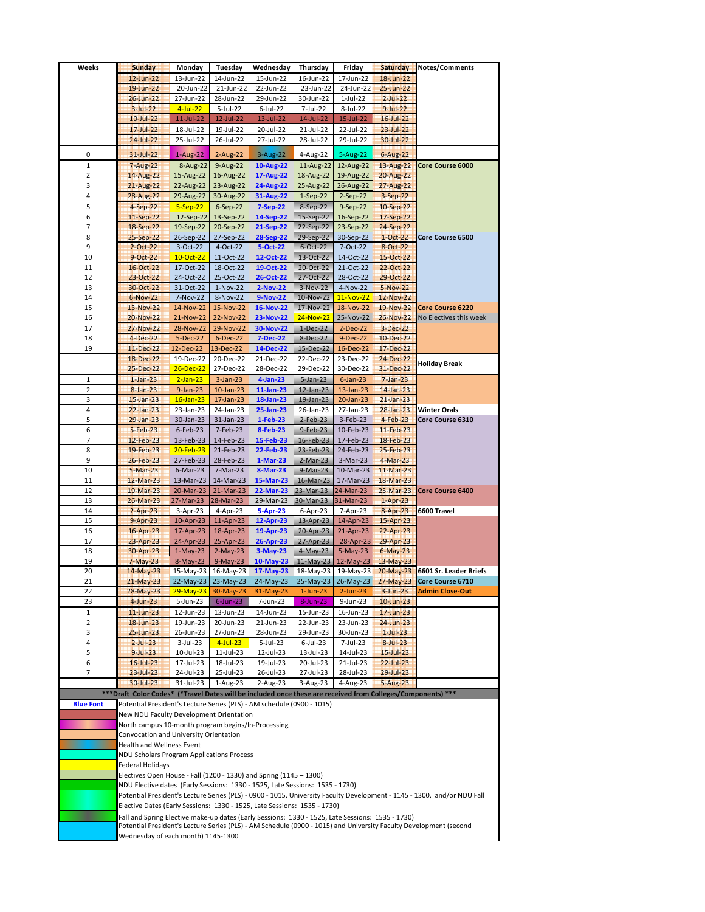| Weeks | Sunday | Monday | Tuesday | Wednesday | Thursday | Friday | Saturday | Notes/Comments |
|---|---|---|---|---|---|---|---|---|
| | 12-Jun-22 | 13-Jun-22 | 14-Jun-22 | 15-Jun-22 | 16-Jun-22 | 17-Jun-22 | 18-Jun-22 | |
| | 19-Jun-22 | 20-Jun-22 | 21-Jun-22 | 22-Jun-22 | 23-Jun-22 | 24-Jun-22 | 25-Jun-22 | |
| | 26-Jun-22 | 27-Jun-22 | 28-Jun-22 | 29-Jun-22 | 30-Jun-22 | 1-Jul-22 | 2-Jul-22 | |
| | 3-Jul-22 | 4-Jul-22 | 5-Jul-22 | 6-Jul-22 | 7-Jul-22 | 8-Jul-22 | 9-Jul-22 | |
| | 10-Jul-22 | 11-Jul-22 | 12-Jul-22 | 13-Jul-22 | 14-Jul-22 | 15-Jul-22 | 16-Jul-22 | |
| | 17-Jul-22 | 18-Jul-22 | 19-Jul-22 | 20-Jul-22 | 21-Jul-22 | 22-Jul-22 | 23-Jul-22 | |
| | 24-Jul-22 | 25-Jul-22 | 26-Jul-22 | 27-Jul-22 | 28-Jul-22 | 29-Jul-22 | 30-Jul-22 | |
| 0 | 31-Jul-22 | 1-Aug-22 | 2-Aug-22 | 3-Aug-22 | 4-Aug-22 | 5-Aug-22 | 6-Aug-22 | |
| 1 | 7-Aug-22 | 8-Aug-22 | 9-Aug-22 | **10-Aug-22** | 11-Aug-22 | 12-Aug-22 | 13-Aug-22 | **Core Course 6000** |
| 2 | 14-Aug-22 | 15-Aug-22 | 16-Aug-22 | **17-Aug-22** | 18-Aug-22 | 19-Aug-22 | 20-Aug-22 | |
| 3 | 21-Aug-22 | 22-Aug-22 | 23-Aug-22 | **24-Aug-22** | 25-Aug-22 | 26-Aug-22 | 27-Aug-22 | |
| 4 | 28-Aug-22 | 29-Aug-22 | 30-Aug-22 | **31-Aug-22** | 1-Sep-22 | 2-Sep-22 | 3-Sep-22 | |
| 5 | 4-Sep-22 | 5-Sep-22 | 6-Sep-22 | **7-Sep-22** | 8-Sep-22 | 9-Sep-22 | 10-Sep-22 | |
| 6 | 11-Sep-22 | 12-Sep-22 | 13-Sep-22 | **14-Sep-22** | 15-Sep-22 | 16-Sep-22 | 17-Sep-22 | |
| 7 | 18-Sep-22 | 19-Sep-22 | 20-Sep-22 | **21-Sep-22** | 22-Sep-22 | 23-Sep-22 | 24-Sep-22 | |
| 8 | 25-Sep-22 | 26-Sep-22 | 27-Sep-22 | **28-Sep-22** | 29-Sep-22 | 30-Sep-22 | 1-Oct-22 | **Core Course 6500** |
| 9 | 2-Oct-22 | 3-Oct-22 | 4-Oct-22 | **5-Oct-22** | 6-Oct-22 | 7-Oct-22 | 8-Oct-22 | |
| 10 | 9-Oct-22 | 10-Oct-22 | 11-Oct-22 | **12-Oct-22** | 13-Oct-22 | 14-Oct-22 | 15-Oct-22 | |
| 11 | 16-Oct-22 | 17-Oct-22 | 18-Oct-22 | **19-Oct-22** | 20-Oct-22 | 21-Oct-22 | 22-Oct-22 | |
| 12 | 23-Oct-22 | 24-Oct-22 | 25-Oct-22 | **26-Oct-22** | 27-Oct-22 | 28-Oct-22 | 29-Oct-22 | |
| 13 | 30-Oct-22 | 31-Oct-22 | 1-Nov-22 | **2-Nov-22** | 3-Nov-22 | 4-Nov-22 | 5-Nov-22 | |
| 14 | 6-Nov-22 | 7-Nov-22 | 8-Nov-22 | **9-Nov-22** | 10-Nov-22 | 11-Nov-22 | 12-Nov-22 | |
| 15 | 13-Nov-22 | 14-Nov-22 | 15-Nov-22 | **16-Nov-22** | 17-Nov-22 | 18-Nov-22 | 19-Nov-22 | **Core Course 6220** |
| 16 | 20-Nov-22 | 21-Nov-22 | 22-Nov-22 | **23-Nov-22** | 24-Nov-22 | 25-Nov-22 | 26-Nov-22 | No Electives this week |
| 17 | 27-Nov-22 | 28-Nov-22 | 29-Nov-22 | **30-Nov-22** | 1-Dec-22 | 2-Dec-22 | 3-Dec-22 | |
| 18 | 4-Dec-22 | 5-Dec-22 | 6-Dec-22 | **7-Dec-22** | 8-Dec-22 | 9-Dec-22 | 10-Dec-22 | |
| 19 | 11-Dec-22 | 12-Dec-22 | 13-Dec-22 | **14-Dec-22** | 15-Dec-22 | 16-Dec-22 | 17-Dec-22 | |
| | 18-Dec-22 | 19-Dec-22 | 20-Dec-22 | 21-Dec-22 | 22-Dec-22 | 23-Dec-22 | 24-Dec-22 | **Holiday Break** |
| | 25-Dec-22 | 26-Dec-22 | 27-Dec-22 | 28-Dec-22 | 29-Dec-22 | 30-Dec-22 | 31-Dec-22 | |
| 1 | 1-Jan-23 | 2-Jan-23 | 3-Jan-23 | **4-Jan-23** | 5-Jan-23 | 6-Jan-23 | 7-Jan-23 | |
| 2 | 8-Jan-23 | 9-Jan-23 | 10-Jan-23 | **11-Jan-23** | 12-Jan-23 | 13-Jan-23 | 14-Jan-23 | |
| 3 | 15-Jan-23 | 16-Jan-23 | 17-Jan-23 | **18-Jan-23** | 19-Jan-23 | 20-Jan-23 | 21-Jan-23 | |
| 4 | 22-Jan-23 | 23-Jan-23 | 24-Jan-23 | **25-Jan-23** | 26-Jan-23 | 27-Jan-23 | 28-Jan-23 | **Winter Orals** |
| 5 | 29-Jan-23 | 30-Jan-23 | 31-Jan-23 | **1-Feb-23** | 2-Feb-23 | 3-Feb-23 | 4-Feb-23 | **Core Course 6310** |
| 6 | 5-Feb-23 | 6-Feb-23 | 7-Feb-23 | **8-Feb-23** | 9-Feb-23 | 10-Feb-23 | 11-Feb-23 | |
| 7 | 12-Feb-23 | 13-Feb-23 | 14-Feb-23 | **15-Feb-23** | 16-Feb-23 | 17-Feb-23 | 18-Feb-23 | |
| 8 | 19-Feb-23 | 20-Feb-23 | 21-Feb-23 | **22-Feb-23** | 23-Feb-23 | 24-Feb-23 | 25-Feb-23 | |
| 9 | 26-Feb-23 | 27-Feb-23 | 28-Feb-23 | **1-Mar-23** | 2-Mar-23 | 3-Mar-23 | 4-Mar-23 | |
| 10 | 5-Mar-23 | 6-Mar-23 | 7-Mar-23 | **8-Mar-23** | 9-Mar-23 | 10-Mar-23 | 11-Mar-23 | |
| 11 | 12-Mar-23 | 13-Mar-23 | 14-Mar-23 | **15-Mar-23** | 16-Mar-23 | 17-Mar-23 | 18-Mar-23 | |
| 12 | 19-Mar-23 | 20-Mar-23 | 21-Mar-23 | **22-Mar-23** | 23-Mar-23 | 24-Mar-23 | 25-Mar-23 | **Core Course 6400** |
| 13 | 26-Mar-23 | 27-Mar-23 | 28-Mar-23 | 29-Mar-23 | 30-Mar-23 | 31-Mar-23 | 1-Apr-23 | |
| 14 | 2-Apr-23 | 3-Apr-23 | 4-Apr-23 | **5-Apr-23** | 6-Apr-23 | 7-Apr-23 | 8-Apr-23 | **6600 Travel** |
| 15 | 9-Apr-23 | 10-Apr-23 | 11-Apr-23 | **12-Apr-23** | 13-Apr-23 | 14-Apr-23 | 15-Apr-23 | |
| 16 | 16-Apr-23 | 17-Apr-23 | 18-Apr-23 | **19-Apr-23** | 20-Apr-23 | 21-Apr-23 | 22-Apr-23 | |
| 17 | 23-Apr-23 | 24-Apr-23 | 25-Apr-23 | **26-Apr-23** | 27-Apr-23 | 28-Apr-23 | 29-Apr-23 | |
| 18 | 30-Apr-23 | 1-May-23 | 2-May-23 | **3-May-23** | 4-May-23 | 5-May-23 | 6-May-23 | |
| 19 | 7-May-23 | 8-May-23 | 9-May-23 | **10-May-23** | 11-May-23 | 12-May-23 | 13-May-23 | |
| 20 | 14-May-23 | 15-May-23 | 16-May-23 | **17-May-23** | 18-May-23 | 19-May-23 | 20-May-23 | **6601 Sr. Leader Briefs** |
| 21 | 21-May-23 | 22-May-23 | 23-May-23 | 24-May-23 | 25-May-23 | 26-May-23 | 27-May-23 | **Core Course 6710** |
| 22 | 28-May-23 | 29-May-23 | 30-May-23 | 31-May-23 | 1-Jun-23 | 2-Jun-23 | 3-Jun-23 | **Admin Close-Out** |
| 23 | 4-Jun-23 | 5-Jun-23 | 6-Jun-23 | 7-Jun-23 | 8-Jun-23 | 9-Jun-23 | 10-Jun-23 | |
| 1 | 11-Jun-23 | 12-Jun-23 | 13-Jun-23 | 14-Jun-23 | 15-Jun-23 | 16-Jun-23 | 17-Jun-23 | |
| 2 | 18-Jun-23 | 19-Jun-23 | 20-Jun-23 | 21-Jun-23 | 22-Jun-23 | 23-Jun-23 | 24-Jun-23 | |
| 3 | 25-Jun-23 | 26-Jun-23 | 27-Jun-23 | 28-Jun-23 | 29-Jun-23 | 30-Jun-23 | 1-Jul-23 | |
| 4 | 2-Jul-23 | 3-Jul-23 | 4-Jul-23 | 5-Jul-23 | 6-Jul-23 | 7-Jul-23 | 8-Jul-23 | |
| 5 | 9-Jul-23 | 10-Jul-23 | 11-Jul-23 | 12-Jul-23 | 13-Jul-23 | 14-Jul-23 | 15-Jul-23 | |
| 6 | 16-Jul-23 | 17-Jul-23 | 18-Jul-23 | 19-Jul-23 | 20-Jul-23 | 21-Jul-23 | 22-Jul-23 | |
| 7 | 23-Jul-23 | 24-Jul-23 | 25-Jul-23 | 26-Jul-23 | 27-Jul-23 | 28-Jul-23 | 29-Jul-23 | |
| | 30-Jul-23 | 31-Jul-23 | 1-Aug-23 | 2-Aug-23 | 3-Aug-23 | 4-Aug-23 | 5-Aug-23 | |

**\*\*\*Draft Color Codes\* (\*Travel Dates will be included once these are received from Colleges/Components) \*\*\***

| Code | Description |
|---|---|
| **Blue Font** | Potential President's Lecture Series (PLS) - AM schedule (0900 - 1015) |
| | New NDU Faculty Development Orientation |
| | North campus 10-month program begins/In-Processing |
| | Convocation and University Orientation |
| | Health and Wellness Event |
| | NDU Scholars Program Applications Process |
| | Federal Holidays |
| | Electives Open House - Fall (1200 - 1330) and Spring (1145 – 1300) |
| | NDU Elective dates (Early Sessions: 1330 - 1525, Late Sessions: 1535 - 1730) |
| | Potential President's Lecture Series (PLS) - 0900 - 1015, University Faculty Development - 1145 - 1300, and/or NDU Fall Elective Dates (Early Sessions: 1330 - 1525, Late Sessions: 1535 - 1730) |
| | Fall and Spring Elective make-up dates (Early Sessions: 1330 - 1525, Late Sessions: 1535 - 1730) |
| | Potential President's Lecture Series (PLS) - AM Schedule (0900 - 1015) and University Faculty Development (second Wednesday of each month) 1145-1300 |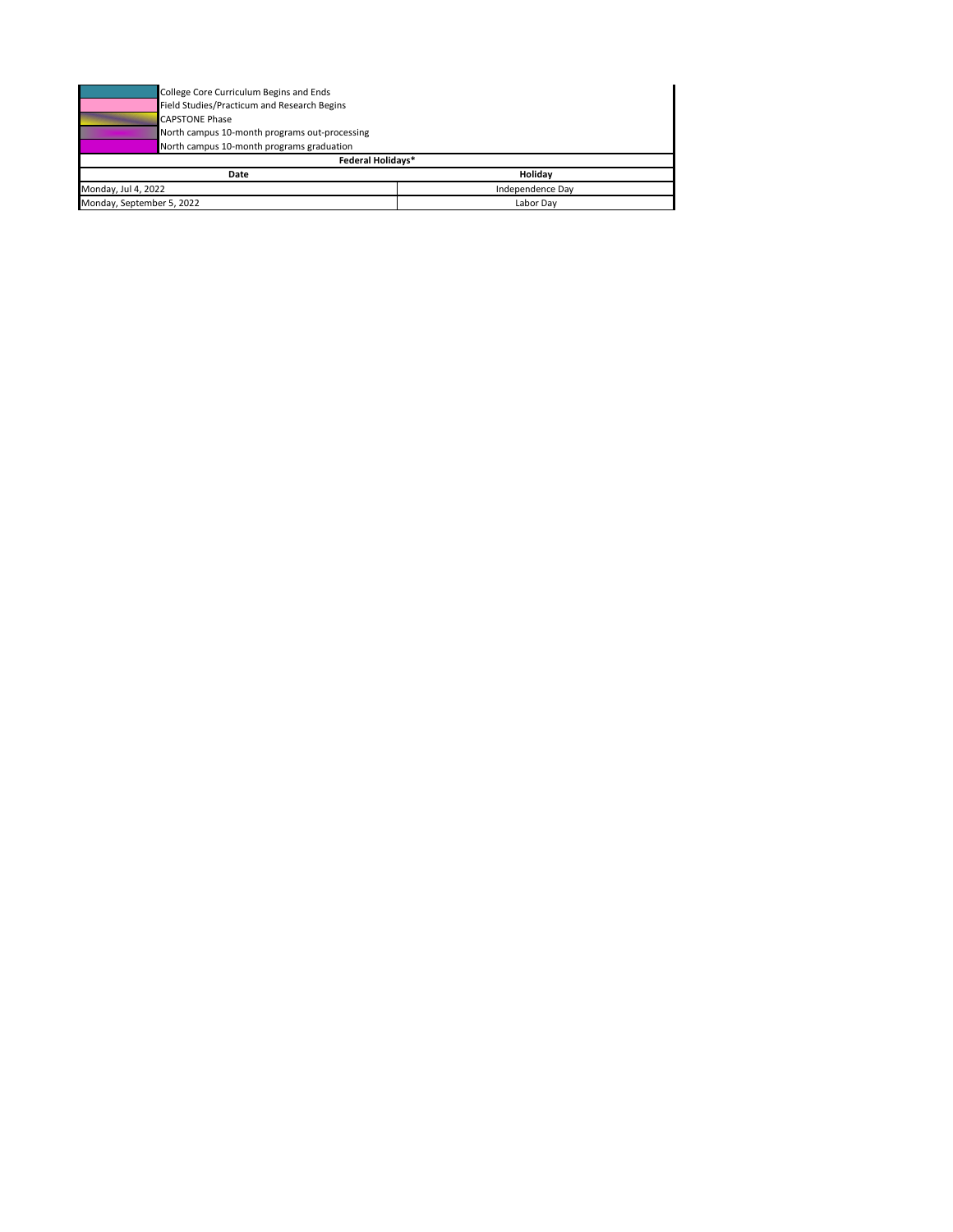| | |
|---|---|
| | College Core Curriculum Begins and Ends |
| | Field Studies/Practicum and Research Begins |
| | CAPSTONE Phase |
| | North campus 10-month programs out-processing |
| | North campus 10-month programs graduation |

**Federal Holidays***

| Date | Holiday |
|---|---|
| Monday, Jul 4, 2022 | Independence Day |
| Monday, September 5, 2022 | Labor Day |